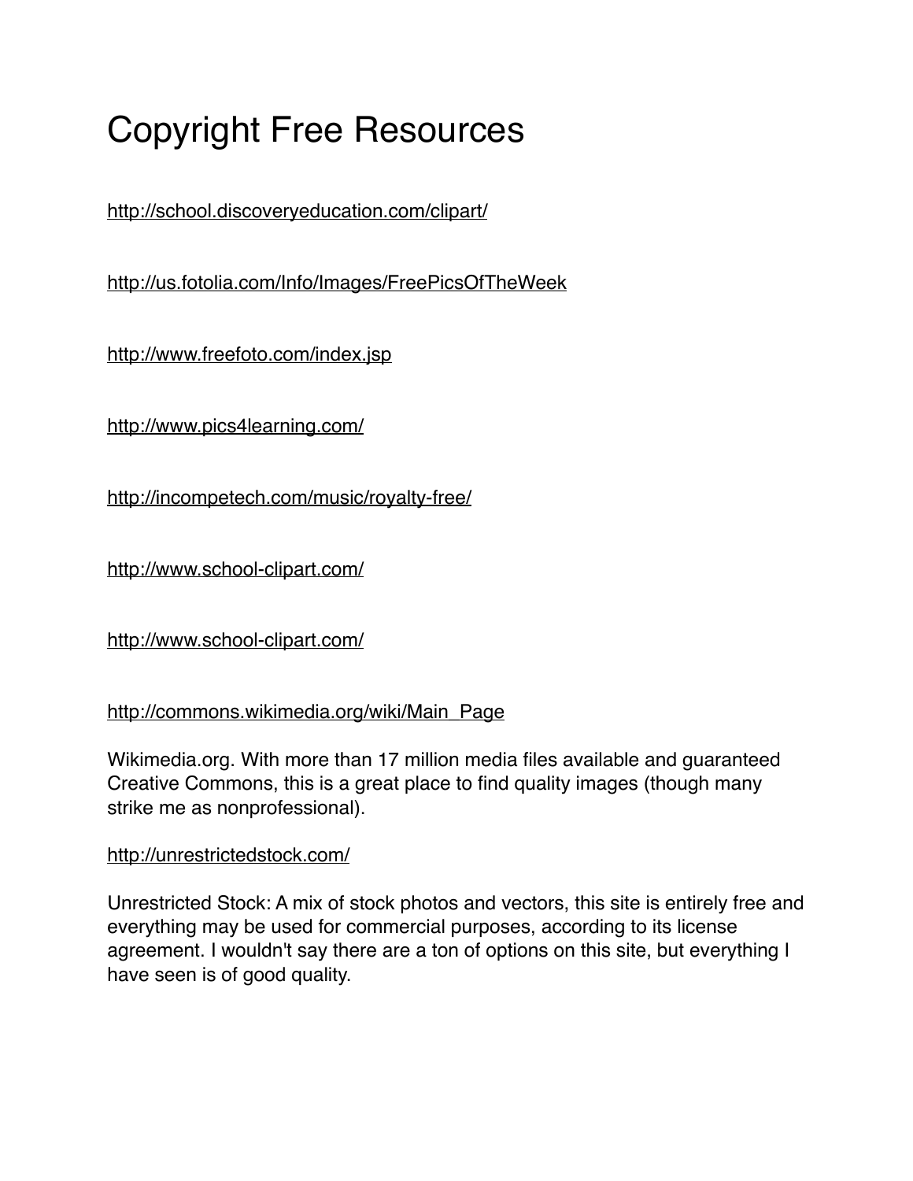# Copyright Free Resources

http://school.discoveryeducation.com/clipart/

http://us.fotolia.com/Info/Images/FreePicsOfTheWeek

http://www.freefoto.com/index.jsp

http://www.pics4learning.com/

http://incompetech.com/music/royalty-free/

http://www.school-clipart.com/

http://www.school-clipart.com/

http://commons.wikimedia.org/wiki/Main_Page

Wikimedia.org. With more than 17 million media files available and guaranteed Creative Commons, this is a great place to find quality images (though many strike me as nonprofessional).

http://unrestrictedstock.com/

Unrestricted Stock: A mix of stock photos and vectors, this site is entirely free and everything may be used for commercial purposes, according to its license agreement. I wouldn't say there are a ton of options on this site, but everything I have seen is of good quality.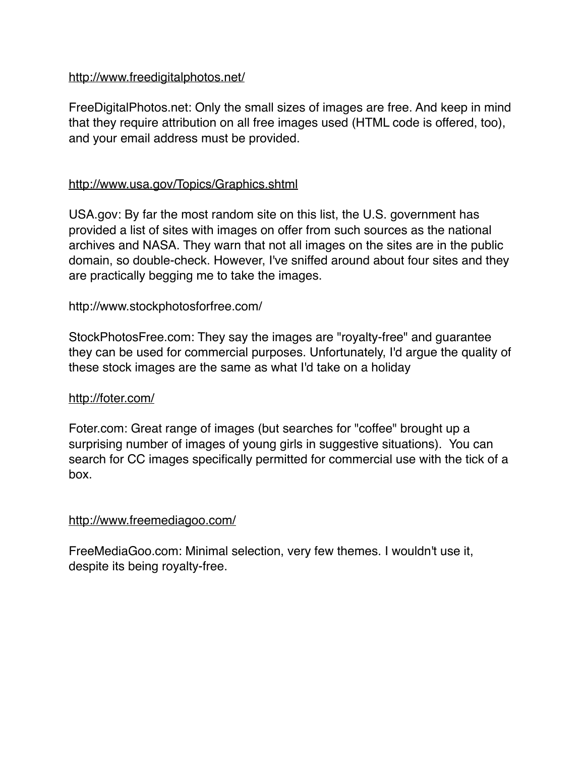http://www.freedigitalphotos.net/

FreeDigitalPhotos.net: Only the small sizes of images are free. And keep in mind that they require attribution on all free images used (HTML code is offered, too), and your email address must be provided.

http://www.usa.gov/Topics/Graphics.shtml

USA.gov: By far the most random site on this list, the U.S. government has provided a list of sites with images on offer from such sources as the national archives and NASA. They warn that not all images on the sites are in the public domain, so double-check. However, I've sniffed around about four sites and they are practically begging me to take the images.

http://www.stockphotosforfree.com/

StockPhotosFree.com: They say the images are "royalty-free" and guarantee they can be used for commercial purposes. Unfortunately, I'd argue the quality of these stock images are the same as what I'd take on a holiday

http://foter.com/

Foter.com: Great range of images (but searches for "coffee" brought up a surprising number of images of young girls in suggestive situations). You can search for CC images specifically permitted for commercial use with the tick of a box.

http://www.freemediagoo.com/

FreeMediaGoo.com: Minimal selection, very few themes. I wouldn't use it, despite its being royalty-free.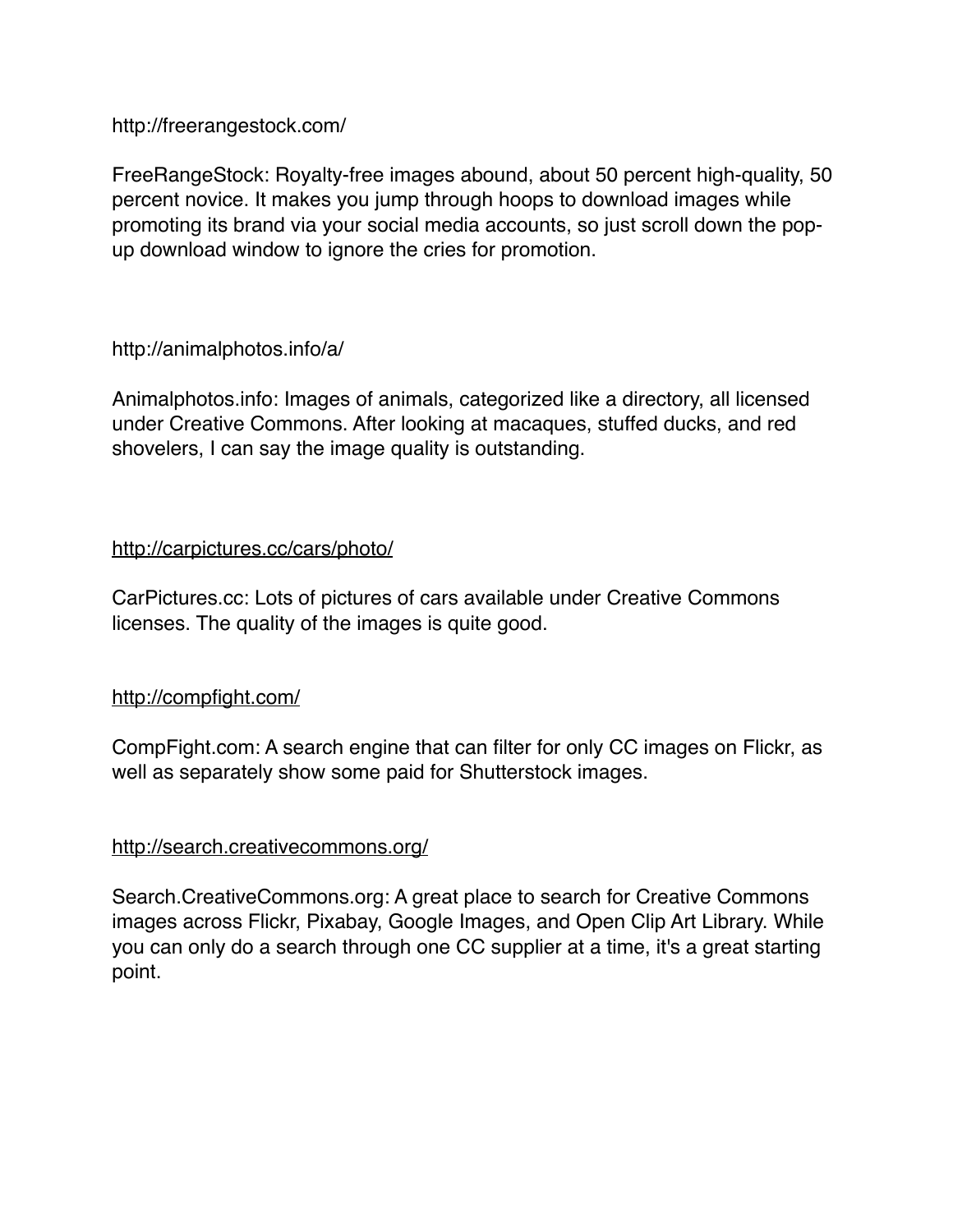http://freerangestock.com/

FreeRangeStock: Royalty-free images abound, about 50 percent high-quality, 50 percent novice. It makes you jump through hoops to download images while promoting its brand via your social media accounts, so just scroll down the pop-up download window to ignore the cries for promotion.

http://animalphotos.info/a/

Animalphotos.info: Images of animals, categorized like a directory, all licensed under Creative Commons. After looking at macaques, stuffed ducks, and red shovelers, I can say the image quality is outstanding.

http://carpictures.cc/cars/photo/

CarPictures.cc: Lots of pictures of cars available under Creative Commons licenses. The quality of the images is quite good.

http://compfight.com/

CompFight.com: A search engine that can filter for only CC images on Flickr, as well as separately show some paid for Shutterstock images.

http://search.creativecommons.org/

Search.CreativeCommons.org: A great place to search for Creative Commons images across Flickr, Pixabay, Google Images, and Open Clip Art Library. While you can only do a search through one CC supplier at a time, it's a great starting point.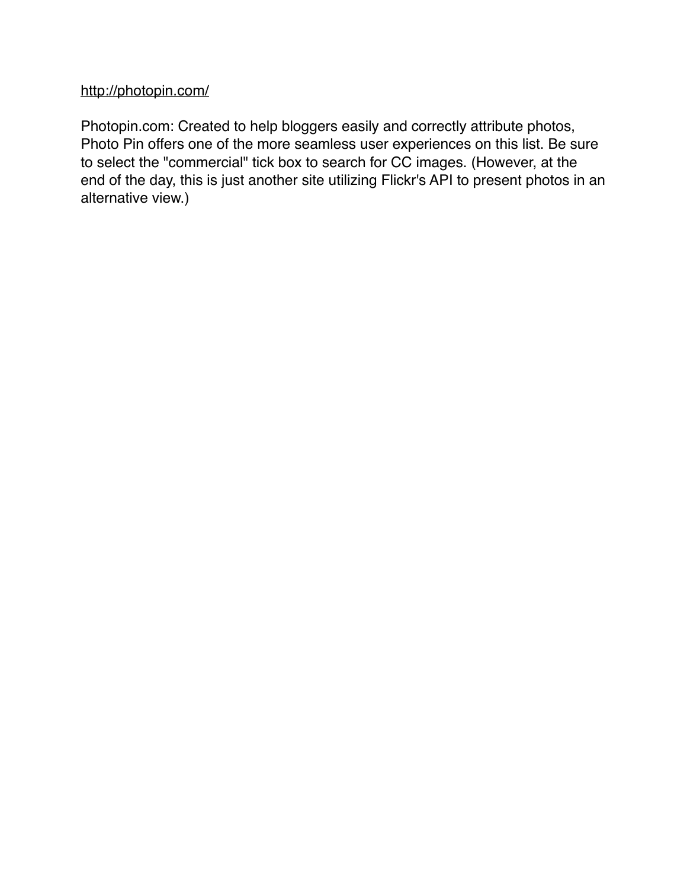http://photopin.com/

Photopin.com: Created to help bloggers easily and correctly attribute photos, Photo Pin offers one of the more seamless user experiences on this list. Be sure to select the "commercial" tick box to search for CC images. (However, at the end of the day, this is just another site utilizing Flickr's API to present photos in an alternative view.)